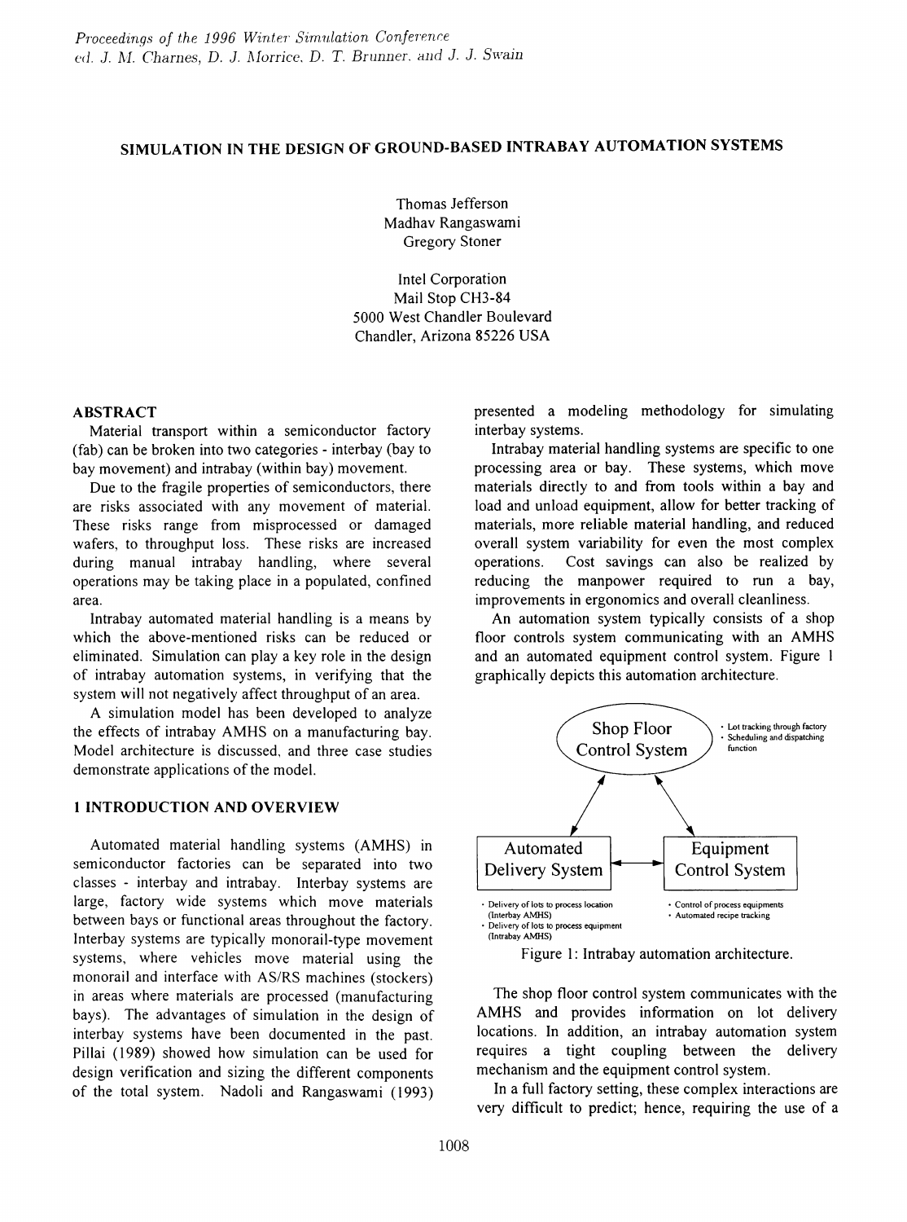# SIMULATION IN THE DESIGN OF GROUND-BASED INTRABAY AUTOMATION SYSTEMS

Thomas Jefferson
Madhav Rangaswami
Gregory Stoner

Intel Corporation
Mail Stop CH3-84
5000 West Chandler Boulevard
Chandler, Arizona 85226 USA

## ABSTRACT

Material transport within a semiconductor factory (fab) can be broken into two categories - interbay (bay to bay movement) and intrabay (within bay) movement.

Due to the fragile properties of semiconductors, there are risks associated with any movement of material. These risks range from misprocessed or damaged wafers, to throughput loss. These risks are increased during manual intrabay handling, where several operations may be taking place in a populated, confined area.

Intrabay automated material handling is a means by which the above-mentioned risks can be reduced or eliminated. Simulation can play a key role in the design of intrabay automation systems, in verifying that the system will not negatively affect throughput of an area.

A simulation model has been developed to analyze the effects of intrabay AMHS on a manufacturing bay. Model architecture is discussed, and three case studies demonstrate applications of the model.

## 1 INTRODUCTION AND OVERVIEW

Automated material handling systems (AMHS) in semiconductor factories can be separated into two classes - interbay and intrabay. Interbay systems are large, factory wide systems which move materials between bays or functional areas throughout the factory. Interbay systems are typically monorail-type movement systems, where vehicles move material using the monorail and interface with AS/RS machines (stockers) in areas where materials are processed (manufacturing bays). The advantages of simulation in the design of interbay systems have been documented in the past. Pillai (1989) showed how simulation can be used for design verification and sizing the different components of the total system. Nadoli and Rangaswami (1993) presented a modeling methodology for simulating interbay systems.

Intrabay material handling systems are specific to one processing area or bay. These systems, which move materials directly to and from tools within a bay and load and unload equipment, allow for better tracking of materials, more reliable material handling, and reduced overall system variability for even the most complex operations. Cost savings can also be realized by reducing the manpower required to run a bay, improvements in ergonomics and overall cleanliness.

An automation system typically consists of a shop floor controls system communicating with an AMHS and an automated equipment control system. Figure 1 graphically depicts this automation architecture.

Figure 1: Intrabay automation architecture.

The shop floor control system communicates with the AMHS and provides information on lot delivery locations. In addition, an intrabay automation system requires a tight coupling between the delivery mechanism and the equipment control system.

In a full factory setting, these complex interactions are very difficult to predict; hence, requiring the use of a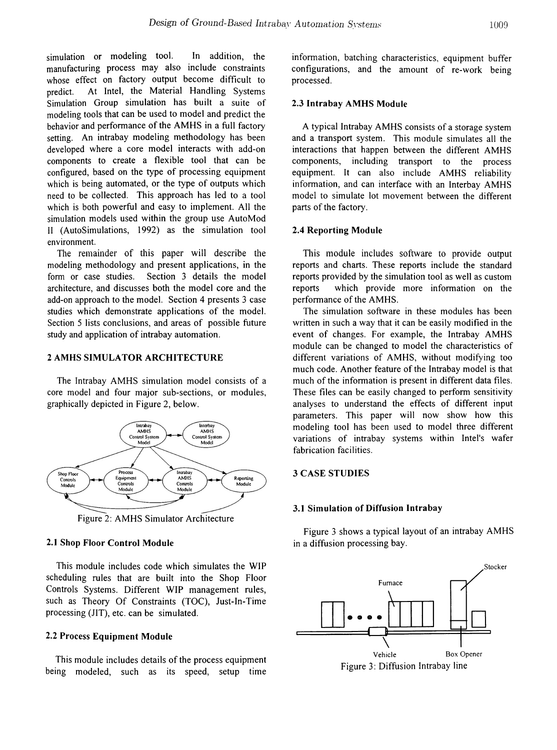simulation or modeling tool. In addition, the manufacturing process may also include constraints whose effect on factory output become difficult to predict. At Intel, the Material Handling Systems Simulation Group simulation has built a suite of modeling tools that can be used to model and predict the behavior and performance of the AMHS in a full factory setting. An intrabay modeling methodology has been developed where a core model interacts with add-on components to create a flexible tool that can be configured, based on the type of processing equipment which is being automated, or the type of outputs which need to be collected. This approach has led to a tool which is both powerful and easy to implement. All the simulation models used within the group use AutoMod II (AutoSimulations, 1992) as the simulation tool environment.

The remainder of this paper will describe the modeling methodology and present applications, in the form or case studies. Section 3 details the model architecture, and discusses both the model core and the add-on approach to the model. Section 4 presents 3 case studies which demonstrate applications of the model. Section 5 lists conclusions, and areas of possible future study and application of intrabay automation.

## 2 AMHS SIMULATOR ARCHITECTURE

The Intrabay AMHS simulation model consists of a core model and four major sub-sections, or modules, graphically depicted in Figure 2, below.

Figure 2: AMHS Simulator Architecture

### 2.1 Shop Floor Control Module

This module includes code which simulates the WIP scheduling rules that are built into the Shop Floor Controls Systems. Different WIP management rules, such as Theory Of Constraints (TOC), Just-In-Time processing (JIT), etc. can be simulated.

### 2.2 Process Equipment Module

This module includes details of the process equipment being modeled, such as its speed, setup time information, batching characteristics, equipment buffer configurations, and the amount of re-work being processed.

### 2.3 Intrabay AMHS Module

A typical Intrabay AMHS consists of a storage system and a transport system. This module simulates all the interactions that happen between the different AMHS components, including transport to the process equipment. It can also include AMHS reliability information, and can interface with an Interbay AMHS model to simulate lot movement between the different parts of the factory.

### 2.4 Reporting Module

This module includes software to provide output reports and charts. These reports include the standard reports provided by the simulation tool as well as custom reports which provide more information on the performance of the AMHS.

The simulation software in these modules has been written in such a way that it can be easily modified in the event of changes. For example, the Intrabay AMHS module can be changed to model the characteristics of different variations of AMHS, without modifying too much code. Another feature of the Intrabay model is that much of the information is present in different data files. These files can be easily changed to perform sensitivity analyses to understand the effects of different input parameters. This paper will now show how this modeling tool has been used to model three different variations of intrabay systems within Intel's wafer fabrication facilities.

## 3 CASE STUDIES

### 3.1 Simulation of Diffusion Intrabay

Figure 3 shows a typical layout of an intrabay AMHS in a diffusion processing bay.

Figure 3: Diffusion Intrabay line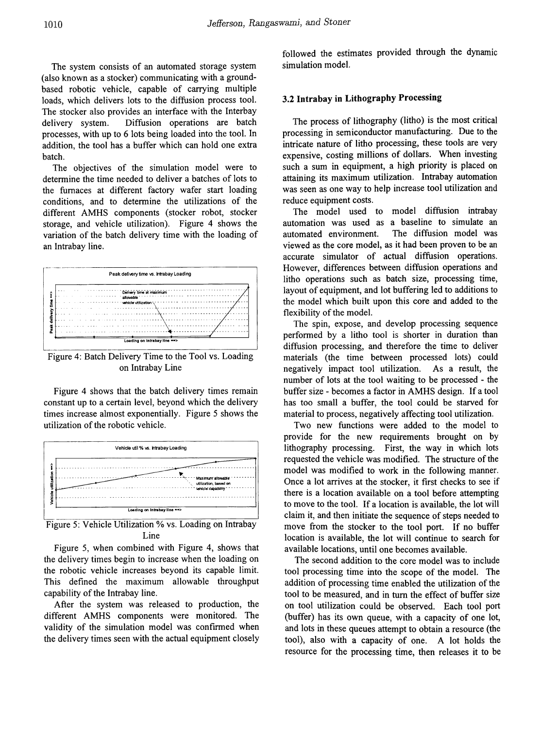The system consists of an automated storage system (also known as a stocker) communicating with a ground-based robotic vehicle, capable of carrying multiple loads, which delivers lots to the diffusion process tool. The stocker also provides an interface with the Interbay delivery system. Diffusion operations are batch processes, with up to 6 lots being loaded into the tool. In addition, the tool has a buffer which can hold one extra batch.

The objectives of the simulation model were to determine the time needed to deliver a batches of lots to the furnaces at different factory wafer start loading conditions, and to determine the utilizations of the different AMHS components (stocker robot, stocker storage, and vehicle utilization). Figure 4 shows the variation of the batch delivery time with the loading of an Intrabay line.

Figure 4: Batch Delivery Time to the Tool vs. Loading on Intrabay Line

Figure 4 shows that the batch delivery times remain constant up to a certain level, beyond which the delivery times increase almost exponentially. Figure 5 shows the utilization of the robotic vehicle.

Figure 5: Vehicle Utilization % vs. Loading on Intrabay Line

Figure 5, when combined with Figure 4, shows that the delivery times begin to increase when the loading on the robotic vehicle increases beyond its capable limit. This defined the maximum allowable throughput capability of the Intrabay line.

After the system was released to production, the different AMHS components were monitored. The validity of the simulation model was confirmed when the delivery times seen with the actual equipment closely followed the estimates provided through the dynamic simulation model.

### 3.2 Intrabay in Lithography Processing

The process of lithography (litho) is the most critical processing in semiconductor manufacturing. Due to the intricate nature of litho processing, these tools are very expensive, costing millions of dollars. When investing such a sum in equipment, a high priority is placed on attaining its maximum utilization. Intrabay automation was seen as one way to help increase tool utilization and reduce equipment costs.

The model used to model diffusion intrabay automation was used as a baseline to simulate an automated environment. The diffusion model was viewed as the core model, as it had been proven to be an accurate simulator of actual diffusion operations. However, differences between diffusion operations and litho operations such as batch size, processing time, layout of equipment, and lot buffering led to additions to the model which built upon this core and added to the flexibility of the model.

The spin, expose, and develop processing sequence performed by a litho tool is shorter in duration than diffusion processing, and therefore the time to deliver materials (the time between processed lots) could negatively impact tool utilization. As a result, the number of lots at the tool waiting to be processed - the buffer size - becomes a factor in AMHS design. If a tool has too small a buffer, the tool could be starved for material to process, negatively affecting tool utilization.

Two new functions were added to the model to provide for the new requirements brought on by lithography processing. First, the way in which lots requested the vehicle was modified. The structure of the model was modified to work in the following manner. Once a lot arrives at the stocker, it first checks to see if there is a location available on a tool before attempting to move to the tool. If a location is available, the lot will claim it, and then initiate the sequence of steps needed to move from the stocker to the tool port. If no buffer location is available, the lot will continue to search for available locations, until one becomes available.

The second addition to the core model was to include tool processing time into the scope of the model. The addition of processing time enabled the utilization of the tool to be measured, and in turn the effect of buffer size on tool utilization could be observed. Each tool port (buffer) has its own queue, with a capacity of one lot, and lots in these queues attempt to obtain a resource (the tool), also with a capacity of one. A lot holds the resource for the processing time, then releases it to be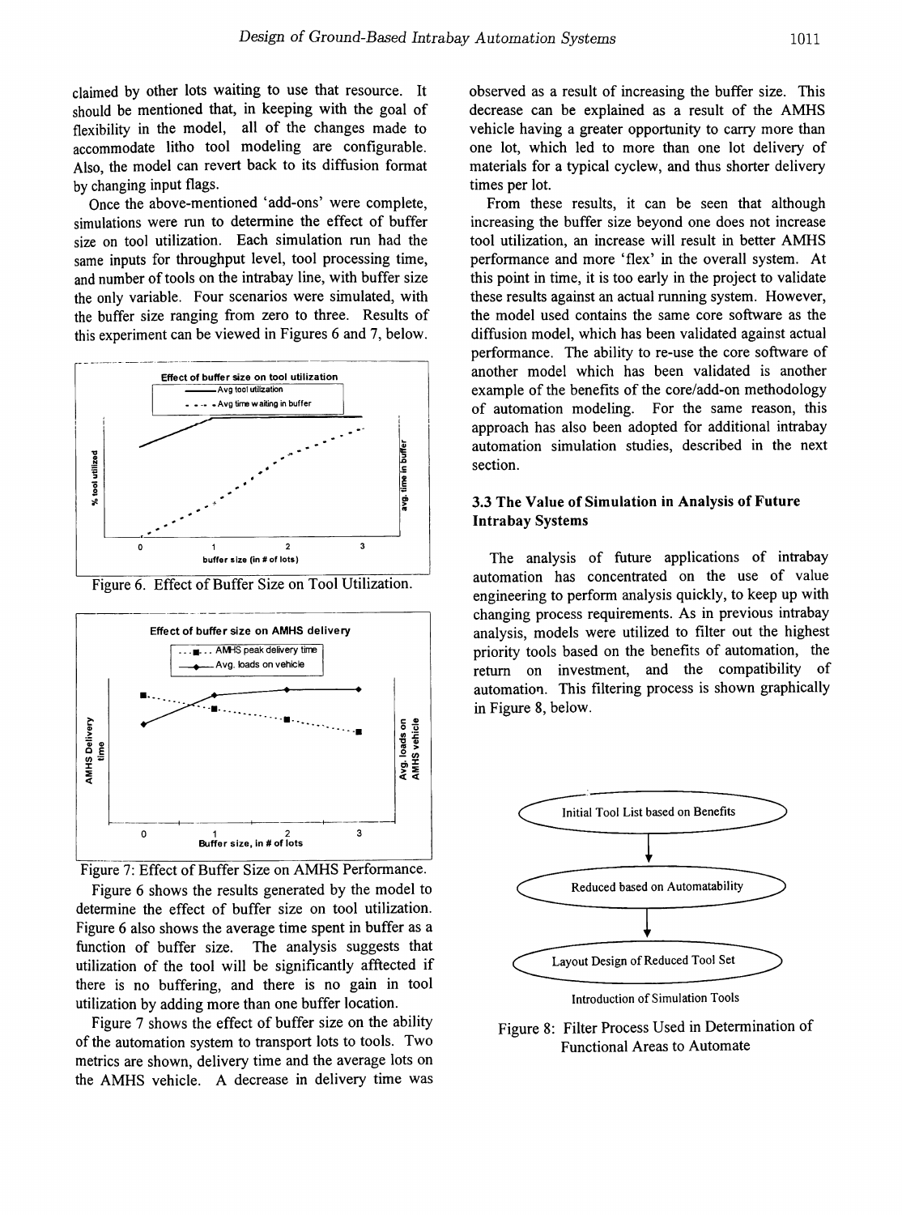claimed by other lots waiting to use that resource. It should be mentioned that, in keeping with the goal of flexibility in the model, all of the changes made to accommodate litho tool modeling are configurable. Also, the model can revert back to its diffusion format by changing input flags.

Once the above-mentioned 'add-ons' were complete, simulations were run to determine the effect of buffer size on tool utilization. Each simulation run had the same inputs for throughput level, tool processing time, and number of tools on the intrabay line, with buffer size the only variable. Four scenarios were simulated, with the buffer size ranging from zero to three. Results of this experiment can be viewed in Figures 6 and 7, below.

Figure 6. Effect of Buffer Size on Tool Utilization.

Figure 7: Effect of Buffer Size on AMHS Performance.

Figure 6 shows the results generated by the model to determine the effect of buffer size on tool utilization. Figure 6 also shows the average time spent in buffer as a function of buffer size. The analysis suggests that utilization of the tool will be significantly afftected if there is no buffering, and there is no gain in tool utilization by adding more than one buffer location.

Figure 7 shows the effect of buffer size on the ability of the automation system to transport lots to tools. Two metrics are shown, delivery time and the average lots on the AMHS vehicle. A decrease in delivery time was observed as a result of increasing the buffer size. This decrease can be explained as a result of the AMHS vehicle having a greater opportunity to carry more than one lot, which led to more than one lot delivery of materials for a typical cyclew, and thus shorter delivery times per lot.

From these results, it can be seen that although increasing the buffer size beyond one does not increase tool utilization, an increase will result in better AMHS performance and more 'flex' in the overall system. At this point in time, it is too early in the project to validate these results against an actual running system. However, the model used contains the same core software as the diffusion model, which has been validated against actual performance. The ability to re-use the core software of another model which has been validated is another example of the benefits of the core/add-on methodology of automation modeling. For the same reason, this approach has also been adopted for additional intrabay automation simulation studies, described in the next section.

### 3.3 The Value of Simulation in Analysis of Future Intrabay Systems

The analysis of future applications of intrabay automation has concentrated on the use of value engineering to perform analysis quickly, to keep up with changing process requirements. As in previous intrabay analysis, models were utilized to filter out the highest priority tools based on the benefits of automation, the return on investment, and the compatibility of automation. This filtering process is shown graphically in Figure 8, below.

Initial Tool List based on Benefits → Reduced based on Automatability → Layout Design of Reduced Tool Set

Introduction of Simulation Tools

Figure 8: Filter Process Used in Determination of Functional Areas to Automate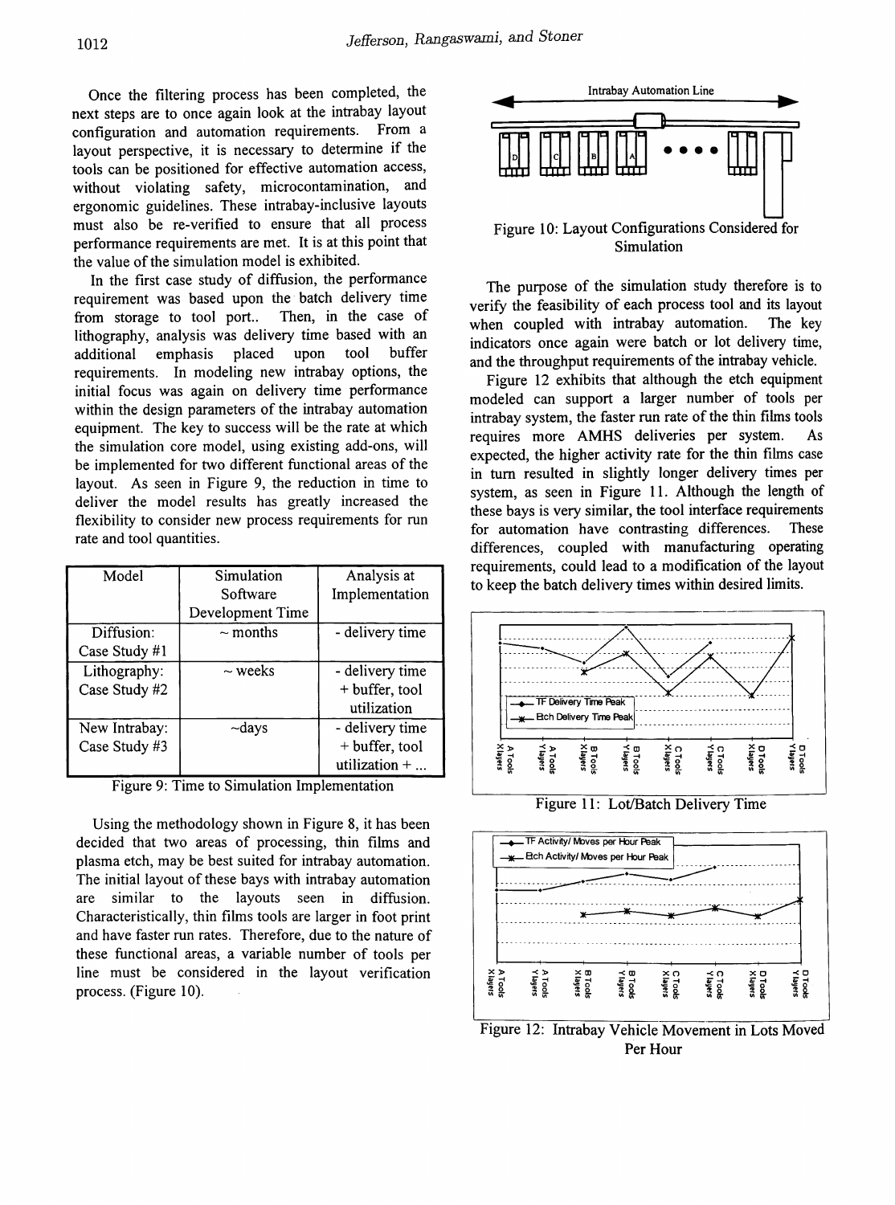Once the filtering process has been completed, the next steps are to once again look at the intrabay layout configuration and automation requirements. From a layout perspective, it is necessary to determine if the tools can be positioned for effective automation access, without violating safety, microcontamination, and ergonomic guidelines. These intrabay-inclusive layouts must also be re-verified to ensure that all process performance requirements are met. It is at this point that the value of the simulation model is exhibited.

In the first case study of diffusion, the performance requirement was based upon the batch delivery time from storage to tool port.. Then, in the case of lithography, analysis was delivery time based with an additional emphasis placed upon tool buffer requirements. In modeling new intrabay options, the initial focus was again on delivery time performance within the design parameters of the intrabay automation equipment. The key to success will be the rate at which the simulation core model, using existing add-ons, will be implemented for two different functional areas of the layout. As seen in Figure 9, the reduction in time to deliver the model results has greatly increased the flexibility to consider new process requirements for run rate and tool quantities.

| Model | Simulation Software Development Time | Analysis at Implementation |
|---|---|---|
| Diffusion: Case Study #1 | ~ months | - delivery time |
| Lithography: Case Study #2 | ~ weeks | - delivery time + buffer, tool utilization |
| New Intrabay: Case Study #3 | ~days | - delivery time + buffer, tool utilization + ... |

Figure 9: Time to Simulation Implementation

Using the methodology shown in Figure 8, it has been decided that two areas of processing, thin films and plasma etch, may be best suited for intrabay automation. The initial layout of these bays with intrabay automation are similar to the layouts seen in diffusion. Characteristically, thin films tools are larger in foot print and have faster run rates. Therefore, due to the nature of these functional areas, a variable number of tools per line must be considered in the layout verification process. (Figure 10).

Figure 10: Layout Configurations Considered for Simulation

The purpose of the simulation study therefore is to verify the feasibility of each process tool and its layout when coupled with intrabay automation. The key indicators once again were batch or lot delivery time, and the throughput requirements of the intrabay vehicle.

Figure 12 exhibits that although the etch equipment modeled can support a larger number of tools per intrabay system, the faster run rate of the thin films tools requires more AMHS deliveries per system. As expected, the higher activity rate for the thin films case in turn resulted in slightly longer delivery times per system, as seen in Figure 11. Although the length of these bays is very similar, the tool interface requirements for automation have contrasting differences. These differences, coupled with manufacturing operating requirements, could lead to a modification of the layout to keep the batch delivery times within desired limits.

Figure 11: Lot/Batch Delivery Time

Figure 12: Intrabay Vehicle Movement in Lots Moved Per Hour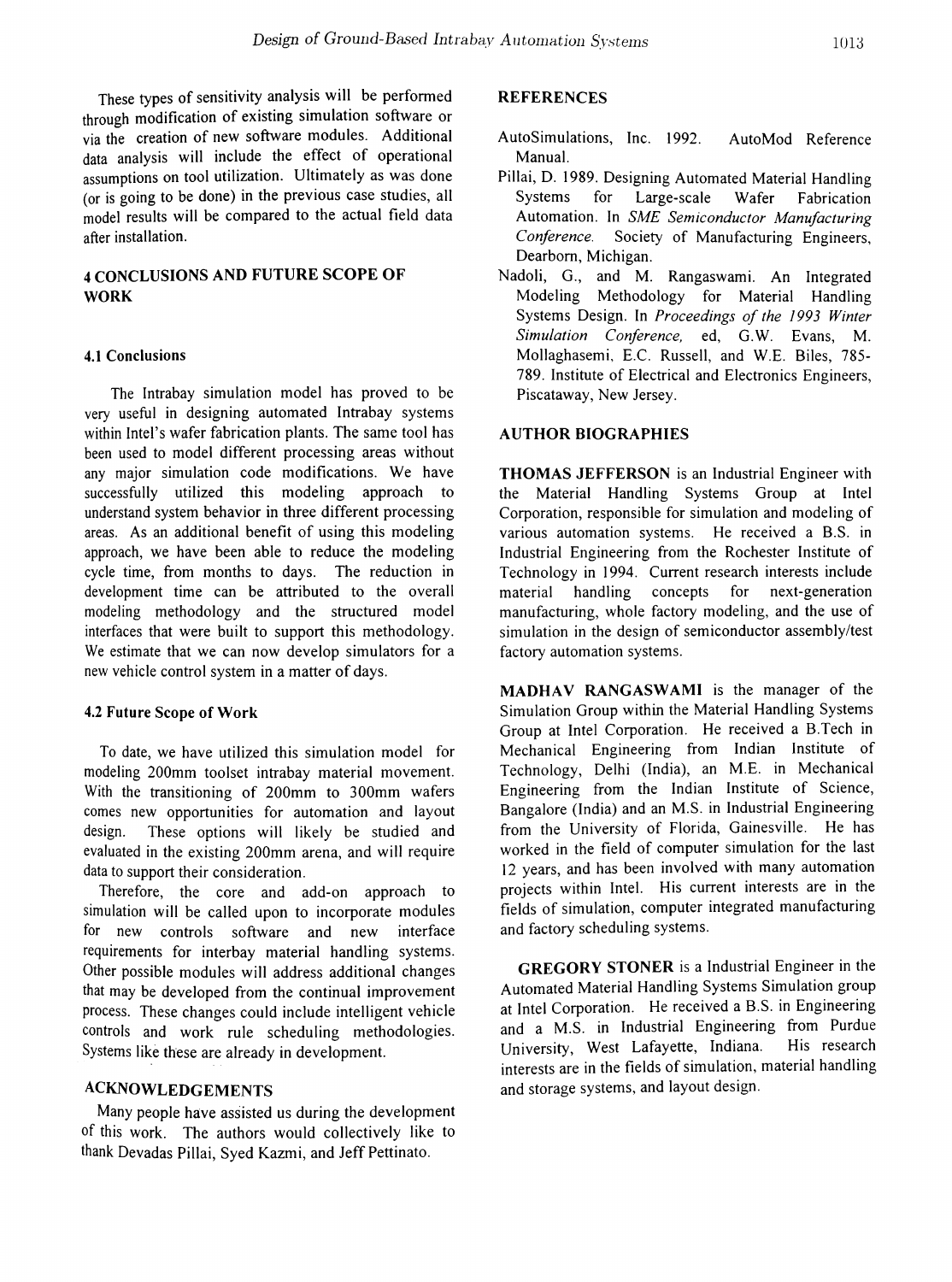These types of sensitivity analysis will be performed through modification of existing simulation software or via the creation of new software modules. Additional data analysis will include the effect of operational assumptions on tool utilization. Ultimately as was done (or is going to be done) in the previous case studies, all model results will be compared to the actual field data after installation.

## 4 CONCLUSIONS AND FUTURE SCOPE OF WORK

### 4.1 Conclusions

The Intrabay simulation model has proved to be very useful in designing automated Intrabay systems within Intel's wafer fabrication plants. The same tool has been used to model different processing areas without any major simulation code modifications. We have successfully utilized this modeling approach to understand system behavior in three different processing areas. As an additional benefit of using this modeling approach, we have been able to reduce the modeling cycle time, from months to days. The reduction in development time can be attributed to the overall modeling methodology and the structured model interfaces that were built to support this methodology. We estimate that we can now develop simulators for a new vehicle control system in a matter of days.

### 4.2 Future Scope of Work

To date, we have utilized this simulation model for modeling 200mm toolset intrabay material movement. With the transitioning of 200mm to 300mm wafers comes new opportunities for automation and layout design. These options will likely be studied and evaluated in the existing 200mm arena, and will require data to support their consideration.

Therefore, the core and add-on approach to simulation will be called upon to incorporate modules for new controls software and new interface requirements for interbay material handling systems. Other possible modules will address additional changes that may be developed from the continual improvement process. These changes could include intelligent vehicle controls and work rule scheduling methodologies. Systems like these are already in development.

## ACKNOWLEDGEMENTS

Many people have assisted us during the development of this work. The authors would collectively like to thank Devadas Pillai, Syed Kazmi, and Jeff Pettinato.

## REFERENCES

AutoSimulations, Inc. 1992. AutoMod Reference Manual.

Pillai, D. 1989. Designing Automated Material Handling Systems for Large-scale Wafer Fabrication Automation. In *SME Semiconductor Manufacturing Conference.* Society of Manufacturing Engineers, Dearborn, Michigan.

Nadoli, G., and M. Rangaswami. An Integrated Modeling Methodology for Material Handling Systems Design. In *Proceedings of the 1993 Winter Simulation Conference,* ed, G.W. Evans, M. Mollaghasemi, E.C. Russell, and W.E. Biles, 785-789. Institute of Electrical and Electronics Engineers, Piscataway, New Jersey.

## AUTHOR BIOGRAPHIES

**THOMAS JEFFERSON** is an Industrial Engineer with the Material Handling Systems Group at Intel Corporation, responsible for simulation and modeling of various automation systems. He received a B.S. in Industrial Engineering from the Rochester Institute of Technology in 1994. Current research interests include material handling concepts for next-generation manufacturing, whole factory modeling, and the use of simulation in the design of semiconductor assembly/test factory automation systems.

**MADHAV RANGASWAMI** is the manager of the Simulation Group within the Material Handling Systems Group at Intel Corporation. He received a B.Tech in Mechanical Engineering from Indian Institute of Technology, Delhi (India), an M.E. in Mechanical Engineering from the Indian Institute of Science, Bangalore (India) and an M.S. in Industrial Engineering from the University of Florida, Gainesville. He has worked in the field of computer simulation for the last 12 years, and has been involved with many automation projects within Intel. His current interests are in the fields of simulation, computer integrated manufacturing and factory scheduling systems.

**GREGORY STONER** is a Industrial Engineer in the Automated Material Handling Systems Simulation group at Intel Corporation. He received a B.S. in Engineering and a M.S. in Industrial Engineering from Purdue University, West Lafayette, Indiana. His research interests are in the fields of simulation, material handling and storage systems, and layout design.